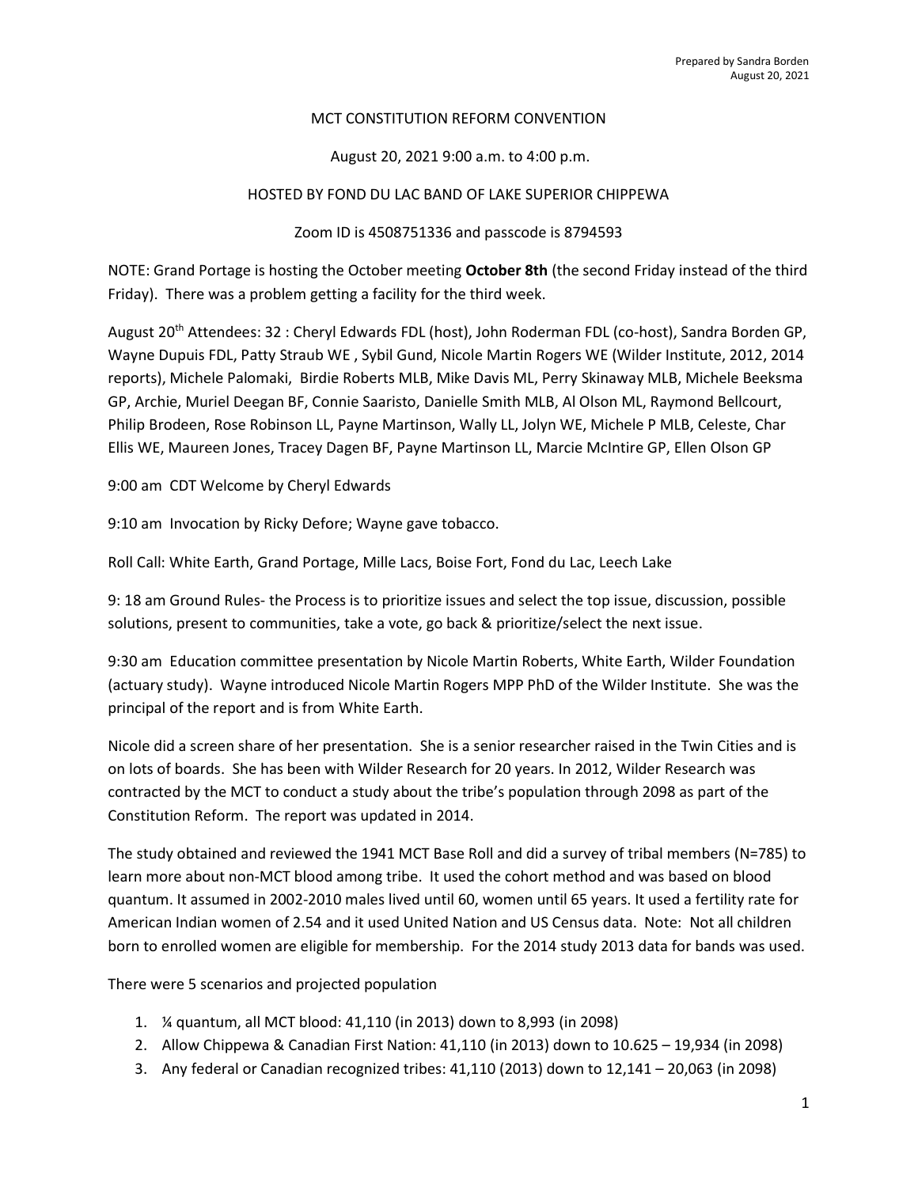Prepared by Sandra Borden
August 20, 2021

MCT CONSTITUTION REFORM CONVENTION

August 20, 2021 9:00 a.m. to 4:00 p.m.

HOSTED BY FOND DU LAC BAND OF LAKE SUPERIOR CHIPPEWA

Zoom ID is 4508751336 and passcode is 8794593

NOTE: Grand Portage is hosting the October meeting **October 8th** (the second Friday instead of the third Friday). There was a problem getting a facility for the third week.

August 20th Attendees: 32 : Cheryl Edwards FDL (host), John Roderman FDL (co-host), Sandra Borden GP, Wayne Dupuis FDL, Patty Straub WE , Sybil Gund, Nicole Martin Rogers WE (Wilder Institute, 2012, 2014 reports), Michele Palomaki, Birdie Roberts MLB, Mike Davis ML, Perry Skinaway MLB, Michele Beeksma GP, Archie, Muriel Deegan BF, Connie Saaristo, Danielle Smith MLB, Al Olson ML, Raymond Bellcourt, Philip Brodeen, Rose Robinson LL, Payne Martinson, Wally LL, Jolyn WE, Michele P MLB, Celeste, Char Ellis WE, Maureen Jones, Tracey Dagen BF, Payne Martinson LL, Marcie McIntire GP, Ellen Olson GP

9:00 am CDT Welcome by Cheryl Edwards

9:10 am Invocation by Ricky Defore; Wayne gave tobacco.

Roll Call: White Earth, Grand Portage, Mille Lacs, Boise Fort, Fond du Lac, Leech Lake

9: 18 am Ground Rules- the Process is to prioritize issues and select the top issue, discussion, possible solutions, present to communities, take a vote, go back & prioritize/select the next issue.

9:30 am Education committee presentation by Nicole Martin Roberts, White Earth, Wilder Foundation (actuary study). Wayne introduced Nicole Martin Rogers MPP PhD of the Wilder Institute. She was the principal of the report and is from White Earth.

Nicole did a screen share of her presentation. She is a senior researcher raised in the Twin Cities and is on lots of boards. She has been with Wilder Research for 20 years. In 2012, Wilder Research was contracted by the MCT to conduct a study about the tribe's population through 2098 as part of the Constitution Reform. The report was updated in 2014.

The study obtained and reviewed the 1941 MCT Base Roll and did a survey of tribal members (N=785) to learn more about non-MCT blood among tribe. It used the cohort method and was based on blood quantum. It assumed in 2002-2010 males lived until 60, women until 65 years. It used a fertility rate for American Indian women of 2.54 and it used United Nation and US Census data. Note: Not all children born to enrolled women are eligible for membership. For the 2014 study 2013 data for bands was used.

There were 5 scenarios and projected population

1. ¼ quantum, all MCT blood: 41,110 (in 2013) down to 8,993 (in 2098)
2. Allow Chippewa & Canadian First Nation: 41,110 (in 2013) down to 10.625 – 19,934 (in 2098)
3. Any federal or Canadian recognized tribes: 41,110 (2013) down to 12,141 – 20,063 (in 2098)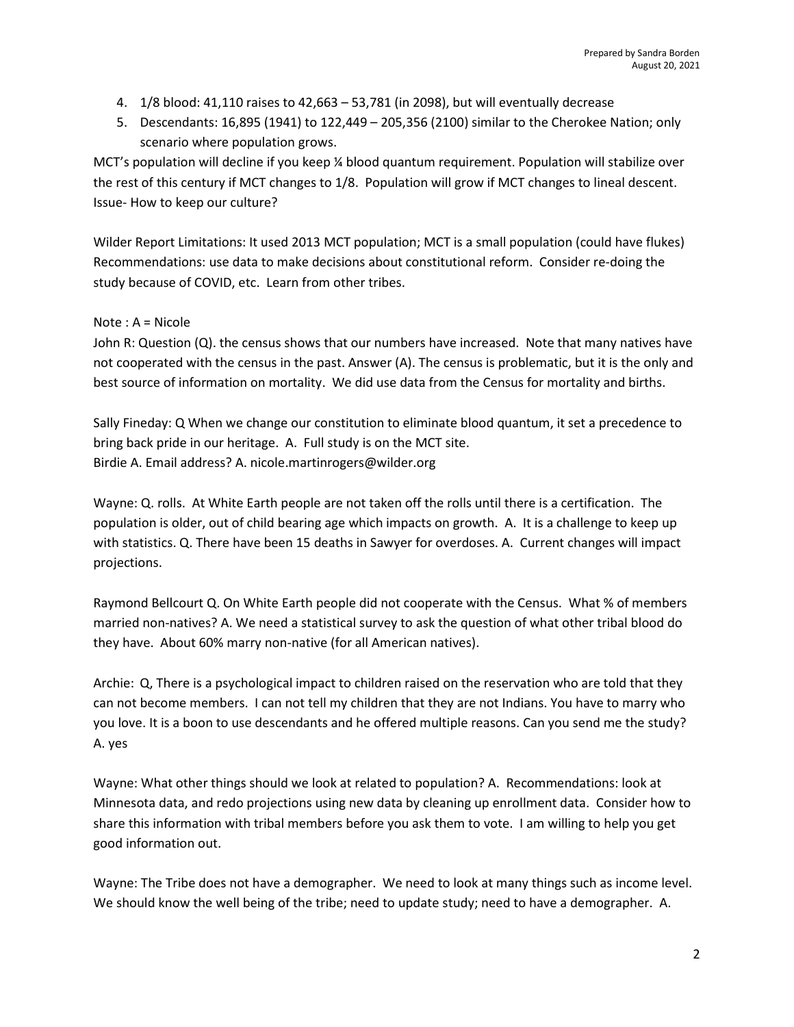4. 1/8 blood: 41,110 raises to 42,663 – 53,781 (in 2098), but will eventually decrease
5. Descendants: 16,895 (1941) to 122,449 – 205,356 (2100) similar to the Cherokee Nation; only scenario where population grows.

MCT's population will decline if you keep ¼ blood quantum requirement. Population will stabilize over the rest of this century if MCT changes to 1/8. Population will grow if MCT changes to lineal descent. Issue- How to keep our culture?

Wilder Report Limitations: It used 2013 MCT population; MCT is a small population (could have flukes)
Recommendations: use data to make decisions about constitutional reform. Consider re-doing the study because of COVID, etc. Learn from other tribes.

Note : A = Nicole
John R: Question (Q). the census shows that our numbers have increased. Note that many natives have not cooperated with the census in the past. Answer (A). The census is problematic, but it is the only and best source of information on mortality. We did use data from the Census for mortality and births.

Sally Fineday: Q When we change our constitution to eliminate blood quantum, it set a precedence to bring back pride in our heritage. A. Full study is on the MCT site.
Birdie A. Email address? A. nicole.martinrogers@wilder.org

Wayne: Q. rolls. At White Earth people are not taken off the rolls until there is a certification. The population is older, out of child bearing age which impacts on growth. A. It is a challenge to keep up with statistics. Q. There have been 15 deaths in Sawyer for overdoses. A. Current changes will impact projections.

Raymond Bellcourt Q. On White Earth people did not cooperate with the Census. What % of members married non-natives? A. We need a statistical survey to ask the question of what other tribal blood do they have. About 60% marry non-native (for all American natives).

Archie: Q, There is a psychological impact to children raised on the reservation who are told that they can not become members. I can not tell my children that they are not Indians. You have to marry who you love. It is a boon to use descendants and he offered multiple reasons. Can you send me the study? A. yes

Wayne: What other things should we look at related to population? A. Recommendations: look at Minnesota data, and redo projections using new data by cleaning up enrollment data. Consider how to share this information with tribal members before you ask them to vote. I am willing to help you get good information out.

Wayne: The Tribe does not have a demographer. We need to look at many things such as income level. We should know the well being of the tribe; need to update study; need to have a demographer. A.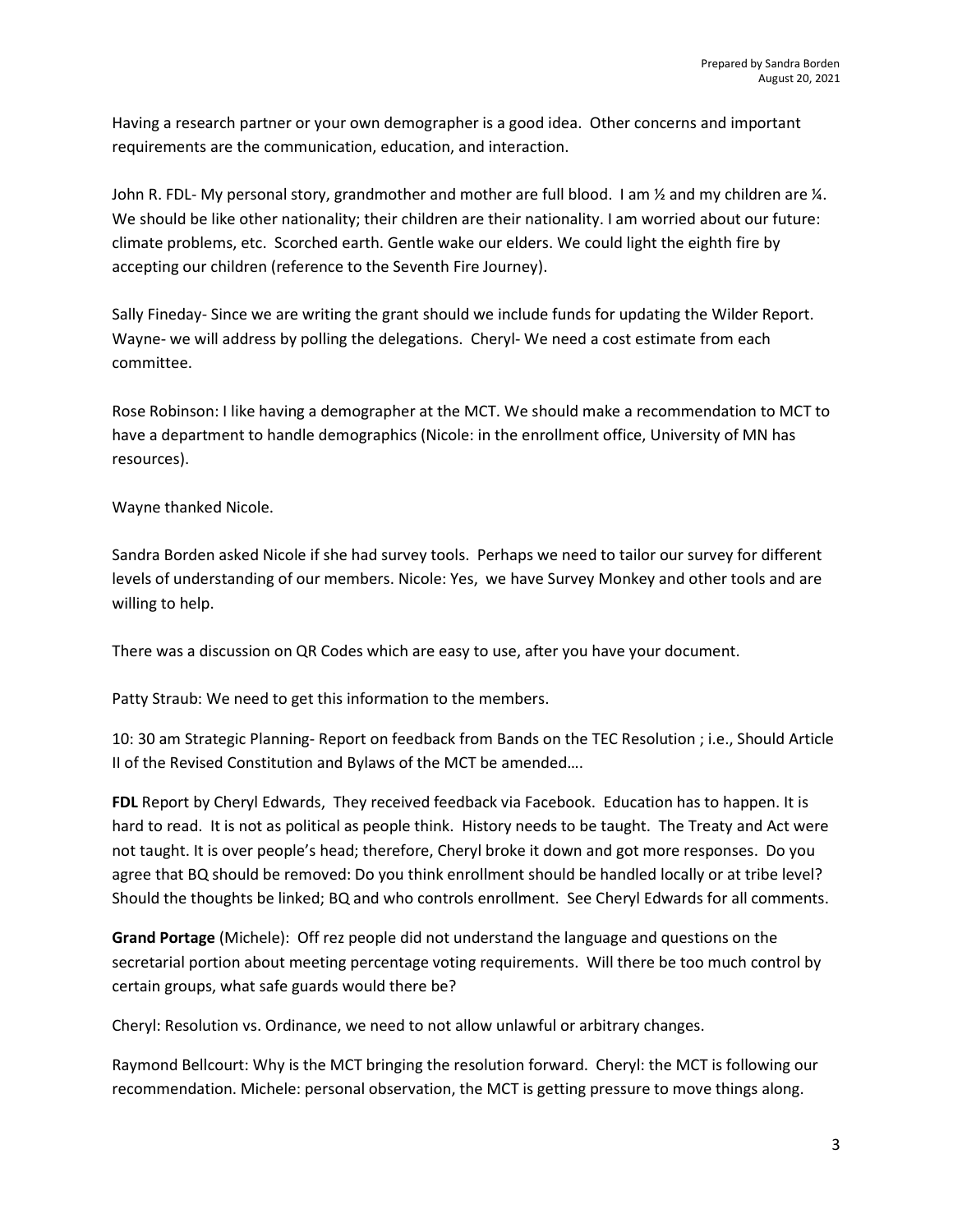Having a research partner or your own demographer is a good idea. Other concerns and important requirements are the communication, education, and interaction.

John R. FDL- My personal story, grandmother and mother are full blood. I am ½ and my children are ¼. We should be like other nationality; their children are their nationality. I am worried about our future: climate problems, etc. Scorched earth. Gentle wake our elders. We could light the eighth fire by accepting our children (reference to the Seventh Fire Journey).

Sally Fineday- Since we are writing the grant should we include funds for updating the Wilder Report. Wayne- we will address by polling the delegations. Cheryl- We need a cost estimate from each committee.

Rose Robinson: I like having a demographer at the MCT. We should make a recommendation to MCT to have a department to handle demographics (Nicole: in the enrollment office, University of MN has resources).

Wayne thanked Nicole.

Sandra Borden asked Nicole if she had survey tools. Perhaps we need to tailor our survey for different levels of understanding of our members. Nicole: Yes, we have Survey Monkey and other tools and are willing to help.

There was a discussion on QR Codes which are easy to use, after you have your document.

Patty Straub: We need to get this information to the members.

10: 30 am Strategic Planning- Report on feedback from Bands on the TEC Resolution ; i.e., Should Article II of the Revised Constitution and Bylaws of the MCT be amended….

**FDL** Report by Cheryl Edwards, They received feedback via Facebook. Education has to happen. It is hard to read. It is not as political as people think. History needs to be taught. The Treaty and Act were not taught. It is over people's head; therefore, Cheryl broke it down and got more responses. Do you agree that BQ should be removed: Do you think enrollment should be handled locally or at tribe level? Should the thoughts be linked; BQ and who controls enrollment. See Cheryl Edwards for all comments.

**Grand Portage** (Michele): Off rez people did not understand the language and questions on the secretarial portion about meeting percentage voting requirements. Will there be too much control by certain groups, what safe guards would there be?

Cheryl: Resolution vs. Ordinance, we need to not allow unlawful or arbitrary changes.

Raymond Bellcourt: Why is the MCT bringing the resolution forward. Cheryl: the MCT is following our recommendation. Michele: personal observation, the MCT is getting pressure to move things along.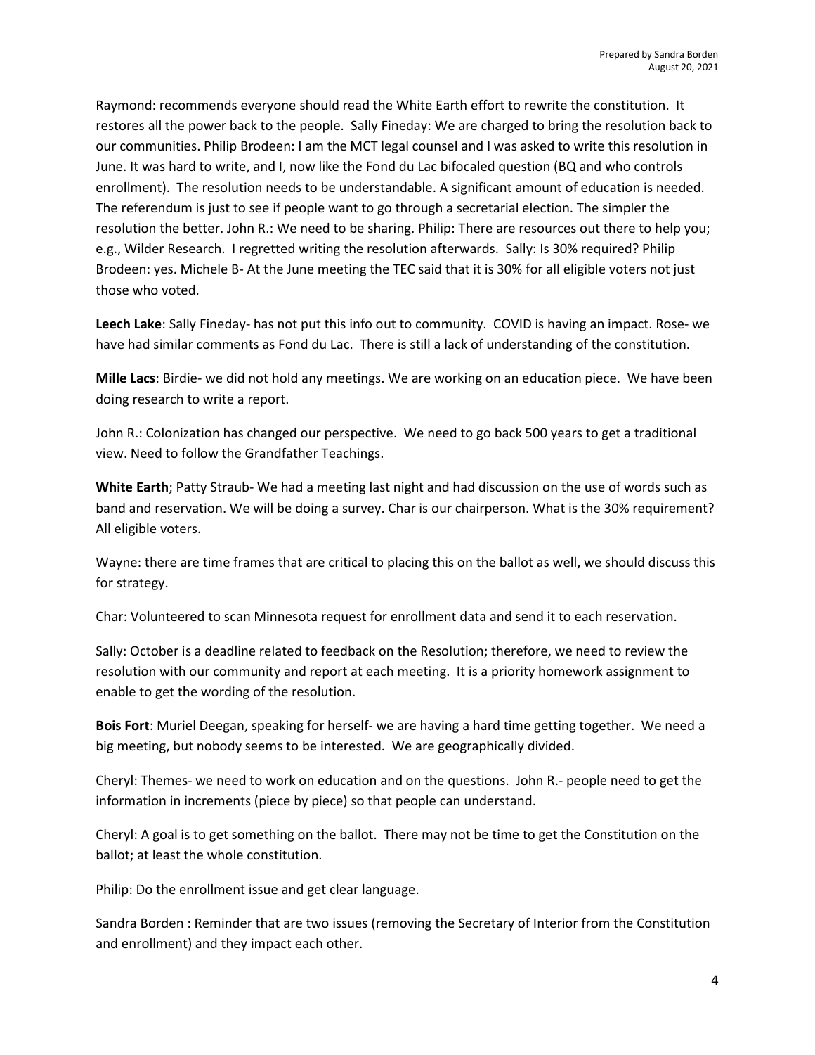Raymond: recommends everyone should read the White Earth effort to rewrite the constitution. It restores all the power back to the people. Sally Fineday: We are charged to bring the resolution back to our communities. Philip Brodeen: I am the MCT legal counsel and I was asked to write this resolution in June. It was hard to write, and I, now like the Fond du Lac bifocaled question (BQ and who controls enrollment). The resolution needs to be understandable. A significant amount of education is needed. The referendum is just to see if people want to go through a secretarial election. The simpler the resolution the better. John R.: We need to be sharing. Philip: There are resources out there to help you; e.g., Wilder Research. I regretted writing the resolution afterwards. Sally: Is 30% required? Philip Brodeen: yes. Michele B- At the June meeting the TEC said that it is 30% for all eligible voters not just those who voted.

**Leech Lake**: Sally Fineday- has not put this info out to community. COVID is having an impact. Rose- we have had similar comments as Fond du Lac. There is still a lack of understanding of the constitution.

**Mille Lacs**: Birdie- we did not hold any meetings. We are working on an education piece. We have been doing research to write a report.

John R.: Colonization has changed our perspective. We need to go back 500 years to get a traditional view. Need to follow the Grandfather Teachings.

**White Earth**; Patty Straub- We had a meeting last night and had discussion on the use of words such as band and reservation. We will be doing a survey. Char is our chairperson. What is the 30% requirement? All eligible voters.

Wayne: there are time frames that are critical to placing this on the ballot as well, we should discuss this for strategy.

Char: Volunteered to scan Minnesota request for enrollment data and send it to each reservation.

Sally: October is a deadline related to feedback on the Resolution; therefore, we need to review the resolution with our community and report at each meeting. It is a priority homework assignment to enable to get the wording of the resolution.

**Bois Fort**: Muriel Deegan, speaking for herself- we are having a hard time getting together. We need a big meeting, but nobody seems to be interested. We are geographically divided.

Cheryl: Themes- we need to work on education and on the questions. John R.- people need to get the information in increments (piece by piece) so that people can understand.

Cheryl: A goal is to get something on the ballot. There may not be time to get the Constitution on the ballot; at least the whole constitution.

Philip: Do the enrollment issue and get clear language.

Sandra Borden : Reminder that are two issues (removing the Secretary of Interior from the Constitution and enrollment) and they impact each other.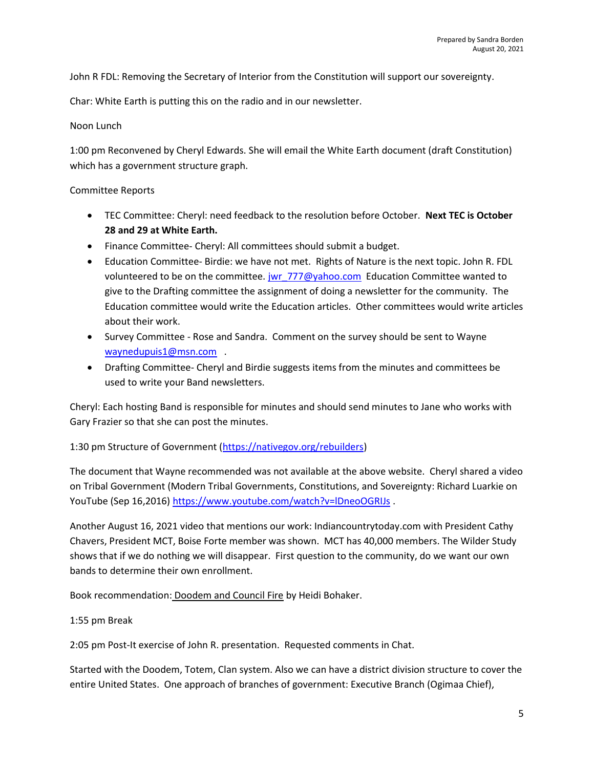John R FDL: Removing the Secretary of Interior from the Constitution will support our sovereignty.

Char: White Earth is putting this on the radio and in our newsletter.

Noon Lunch

1:00 pm Reconvened by Cheryl Edwards. She will email the White Earth document (draft Constitution) which has a government structure graph.

Committee Reports

- TEC Committee: Cheryl: need feedback to the resolution before October. **Next TEC is October 28 and 29 at White Earth.**
- Finance Committee- Cheryl: All committees should submit a budget.
- Education Committee- Birdie: we have not met. Rights of Nature is the next topic. John R. FDL volunteered to be on the committee. jwr_777@yahoo.com Education Committee wanted to give to the Drafting committee the assignment of doing a newsletter for the community. The Education committee would write the Education articles. Other committees would write articles about their work.
- Survey Committee - Rose and Sandra. Comment on the survey should be sent to Wayne waynedupuis1@msn.com .
- Drafting Committee- Cheryl and Birdie suggests items from the minutes and committees be used to write your Band newsletters.

Cheryl: Each hosting Band is responsible for minutes and should send minutes to Jane who works with Gary Frazier so that she can post the minutes.

1:30 pm Structure of Government (https://nativegov.org/rebuilders)

The document that Wayne recommended was not available at the above website. Cheryl shared a video on Tribal Government (Modern Tribal Governments, Constitutions, and Sovereignty: Richard Luarkie on YouTube (Sep 16,2016) https://www.youtube.com/watch?v=lDneoOGRIJs .

Another August 16, 2021 video that mentions our work: Indiancountrytoday.com with President Cathy Chavers, President MCT, Boise Forte member was shown. MCT has 40,000 members. The Wilder Study shows that if we do nothing we will disappear. First question to the community, do we want our own bands to determine their own enrollment.

Book recommendation: Doodem and Council Fire by Heidi Bohaker.

1:55 pm Break

2:05 pm Post-It exercise of John R. presentation. Requested comments in Chat.

Started with the Doodem, Totem, Clan system. Also we can have a district division structure to cover the entire United States. One approach of branches of government: Executive Branch (Ogimaa Chief),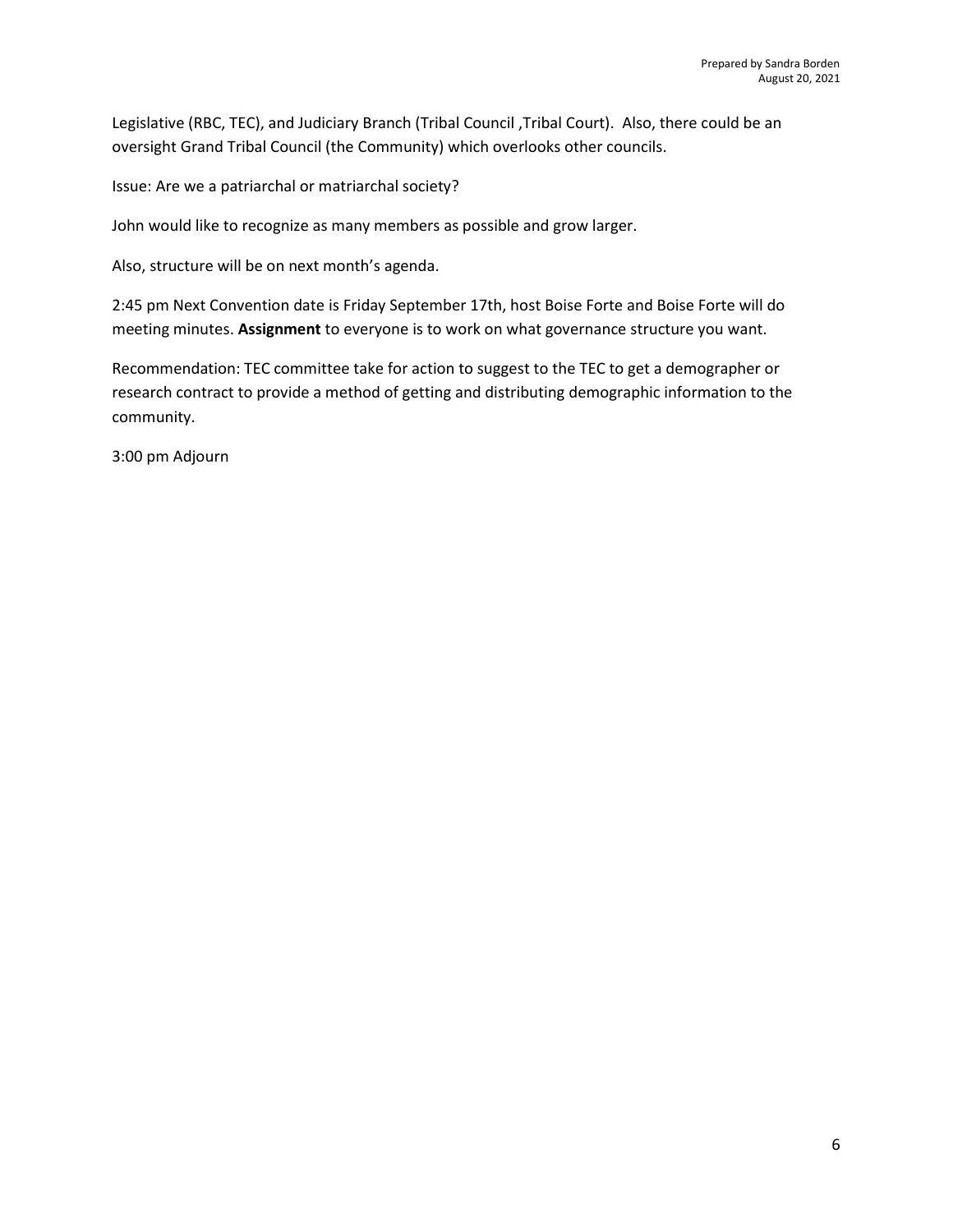Legislative (RBC, TEC), and Judiciary Branch (Tribal Council ,Tribal Court). Also, there could be an oversight Grand Tribal Council (the Community) which overlooks other councils.

Issue: Are we a patriarchal or matriarchal society?

John would like to recognize as many members as possible and grow larger.

Also, structure will be on next month's agenda.

2:45 pm Next Convention date is Friday September 17th, host Boise Forte and Boise Forte will do meeting minutes. **Assignment** to everyone is to work on what governance structure you want.

Recommendation: TEC committee take for action to suggest to the TEC to get a demographer or research contract to provide a method of getting and distributing demographic information to the community.

3:00 pm Adjourn